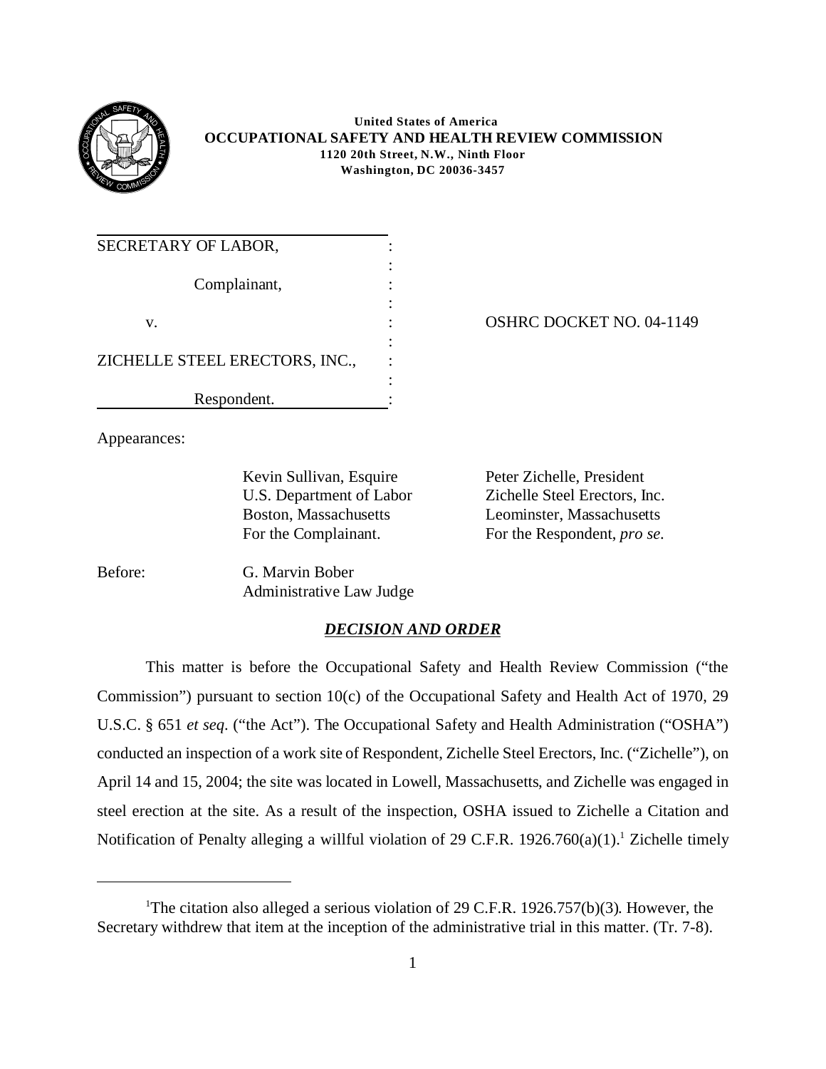**United States of America**
**OCCUPATIONAL SAFETY AND HEALTH REVIEW COMMISSION**
**1120 20th Street, N.W., Ninth Floor**
**Washington, DC 20036-3457**

SECRETARY OF LABOR,

Complainant,

v.

ZICHELLE STEEL ERECTORS, INC.,

Respondent.

OSHRC DOCKET NO. 04-1149

Appearances:

Kevin Sullivan, Esquire
U.S. Department of Labor
Boston, Massachusetts
For the Complainant.

Peter Zichelle, President
Zichelle Steel Erectors, Inc.
Leominster, Massachusetts
For the Respondent, *pro se*.

Before: G. Marvin Bober
Administrative Law Judge

## ***DECISION AND ORDER***

This matter is before the Occupational Safety and Health Review Commission ("the Commission") pursuant to section 10(c) of the Occupational Safety and Health Act of 1970, 29 U.S.C. § 651 *et seq*. ("the Act"). The Occupational Safety and Health Administration ("OSHA") conducted an inspection of a work site of Respondent, Zichelle Steel Erectors, Inc. ("Zichelle"), on April 14 and 15, 2004; the site was located in Lowell, Massachusetts, and Zichelle was engaged in steel erection at the site. As a result of the inspection, OSHA issued to Zichelle a Citation and Notification of Penalty alleging a willful violation of 29 C.F.R. 1926.760(a)(1).[1] Zichelle timely

[1] The citation also alleged a serious violation of 29 C.F.R. 1926.757(b)(3). However, the Secretary withdrew that item at the inception of the administrative trial in this matter. (Tr. 7-8).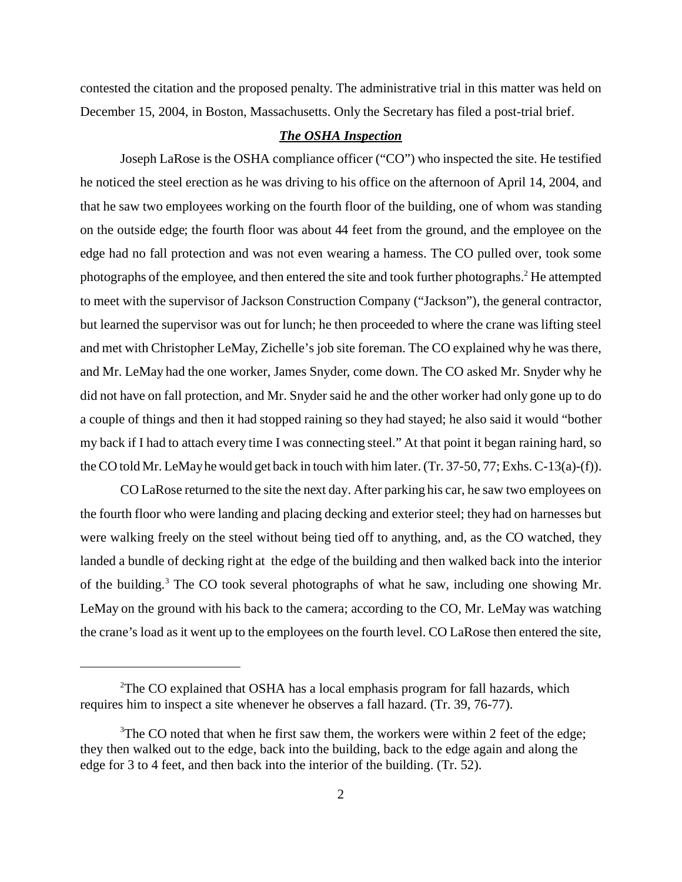contested the citation and the proposed penalty. The administrative trial in this matter was held on December 15, 2004, in Boston, Massachusetts. Only the Secretary has filed a post-trial brief.

***The OSHA Inspection***

Joseph LaRose is the OSHA compliance officer ("CO") who inspected the site. He testified he noticed the steel erection as he was driving to his office on the afternoon of April 14, 2004, and that he saw two employees working on the fourth floor of the building, one of whom was standing on the outside edge; the fourth floor was about 44 feet from the ground, and the employee on the edge had no fall protection and was not even wearing a harness. The CO pulled over, took some photographs of the employee, and then entered the site and took further photographs.[2] He attempted to meet with the supervisor of Jackson Construction Company ("Jackson"), the general contractor, but learned the supervisor was out for lunch; he then proceeded to where the crane was lifting steel and met with Christopher LeMay, Zichelle's job site foreman. The CO explained why he was there, and Mr. LeMay had the one worker, James Snyder, come down. The CO asked Mr. Snyder why he did not have on fall protection, and Mr. Snyder said he and the other worker had only gone up to do a couple of things and then it had stopped raining so they had stayed; he also said it would "bother my back if I had to attach every time I was connecting steel." At that point it began raining hard, so the CO told Mr. LeMay he would get back in touch with him later. (Tr. 37-50, 77; Exhs. C-13(a)-(f)).

CO LaRose returned to the site the next day. After parking his car, he saw two employees on the fourth floor who were landing and placing decking and exterior steel; they had on harnesses but were walking freely on the steel without being tied off to anything, and, as the CO watched, they landed a bundle of decking right at the edge of the building and then walked back into the interior of the building.[3] The CO took several photographs of what he saw, including one showing Mr. LeMay on the ground with his back to the camera; according to the CO, Mr. LeMay was watching the crane's load as it went up to the employees on the fourth level. CO LaRose then entered the site,

---

[2]The CO explained that OSHA has a local emphasis program for fall hazards, which requires him to inspect a site whenever he observes a fall hazard. (Tr. 39, 76-77).

[3]The CO noted that when he first saw them, the workers were within 2 feet of the edge; they then walked out to the edge, back into the building, back to the edge again and along the edge for 3 to 4 feet, and then back into the interior of the building. (Tr. 52).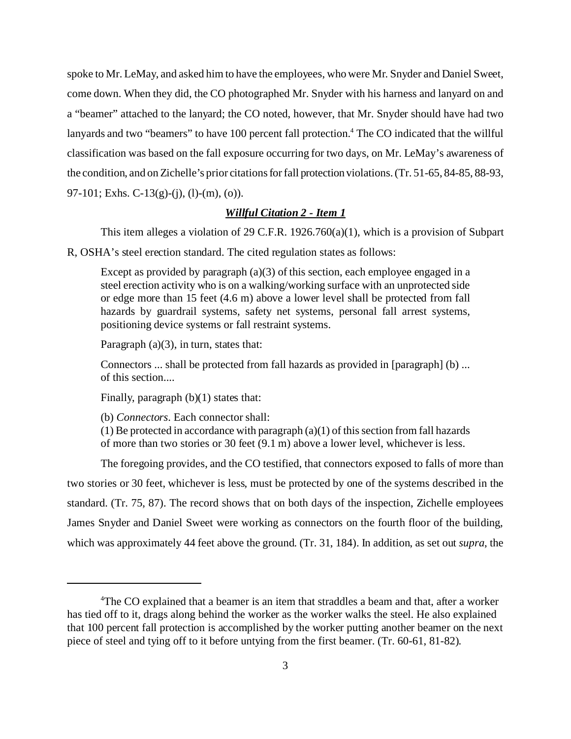spoke to Mr. LeMay, and asked him to have the employees, who were Mr. Snyder and Daniel Sweet, come down. When they did, the CO photographed Mr. Snyder with his harness and lanyard on and a "beamer" attached to the lanyard; the CO noted, however, that Mr. Snyder should have had two lanyards and two "beamers" to have 100 percent fall protection.[4] The CO indicated that the willful classification was based on the fall exposure occurring for two days, on Mr. LeMay's awareness of the condition, and on Zichelle's prior citations for fall protection violations. (Tr. 51-65, 84-85, 88-93, 97-101; Exhs. C-13(g)-(j), (l)-(m), (o)).

### ***Willful Citation 2 - Item 1***

This item alleges a violation of 29 C.F.R. 1926.760(a)(1), which is a provision of Subpart R, OSHA's steel erection standard. The cited regulation states as follows:

> Except as provided by paragraph (a)(3) of this section, each employee engaged in a steel erection activity who is on a walking/working surface with an unprotected side or edge more than 15 feet (4.6 m) above a lower level shall be protected from fall hazards by guardrail systems, safety net systems, personal fall arrest systems, positioning device systems or fall restraint systems.

Paragraph (a)(3), in turn, states that:

> Connectors ... shall be protected from fall hazards as provided in [paragraph] (b) ... of this section....

Finally, paragraph (b)(1) states that:

> (b) *Connectors*. Each connector shall:
> (1) Be protected in accordance with paragraph (a)(1) of this section from fall hazards of more than two stories or 30 feet (9.1 m) above a lower level, whichever is less.

The foregoing provides, and the CO testified, that connectors exposed to falls of more than two stories or 30 feet, whichever is less, must be protected by one of the systems described in the standard. (Tr. 75, 87). The record shows that on both days of the inspection, Zichelle employees James Snyder and Daniel Sweet were working as connectors on the fourth floor of the building, which was approximately 44 feet above the ground. (Tr. 31, 184). In addition, as set out *supra*, the

---

[4] The CO explained that a beamer is an item that straddles a beam and that, after a worker has tied off to it, drags along behind the worker as the worker walks the steel. He also explained that 100 percent fall protection is accomplished by the worker putting another beamer on the next piece of steel and tying off to it before untying from the first beamer. (Tr. 60-61, 81-82).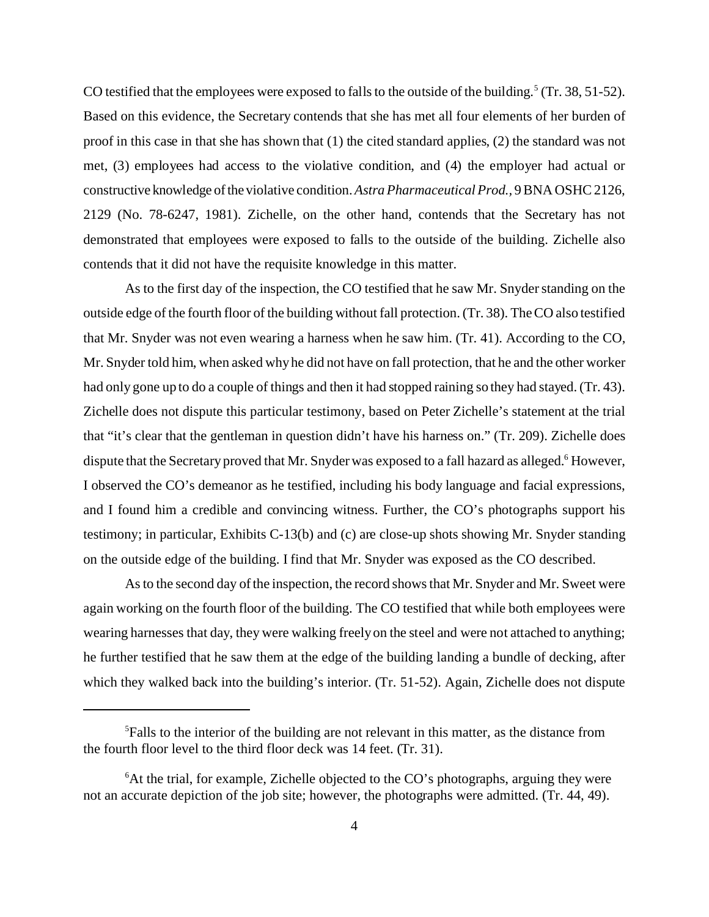CO testified that the employees were exposed to falls to the outside of the building.[5] (Tr. 38, 51-52). Based on this evidence, the Secretary contends that she has met all four elements of her burden of proof in this case in that she has shown that (1) the cited standard applies, (2) the standard was not met, (3) employees had access to the violative condition, and (4) the employer had actual or constructive knowledge of the violative condition. *Astra Pharmaceutical Prod.*, 9 BNA OSHC 2126, 2129 (No. 78-6247, 1981). Zichelle, on the other hand, contends that the Secretary has not demonstrated that employees were exposed to falls to the outside of the building. Zichelle also contends that it did not have the requisite knowledge in this matter.

As to the first day of the inspection, the CO testified that he saw Mr. Snyder standing on the outside edge of the fourth floor of the building without fall protection. (Tr. 38). The CO also testified that Mr. Snyder was not even wearing a harness when he saw him. (Tr. 41). According to the CO, Mr. Snyder told him, when asked why he did not have on fall protection, that he and the other worker had only gone up to do a couple of things and then it had stopped raining so they had stayed. (Tr. 43). Zichelle does not dispute this particular testimony, based on Peter Zichelle's statement at the trial that "it's clear that the gentleman in question didn't have his harness on." (Tr. 209). Zichelle does dispute that the Secretary proved that Mr. Snyder was exposed to a fall hazard as alleged.[6] However, I observed the CO's demeanor as he testified, including his body language and facial expressions, and I found him a credible and convincing witness. Further, the CO's photographs support his testimony; in particular, Exhibits C-13(b) and (c) are close-up shots showing Mr. Snyder standing on the outside edge of the building. I find that Mr. Snyder was exposed as the CO described.

As to the second day of the inspection, the record shows that Mr. Snyder and Mr. Sweet were again working on the fourth floor of the building. The CO testified that while both employees were wearing harnesses that day, they were walking freely on the steel and were not attached to anything; he further testified that he saw them at the edge of the building landing a bundle of decking, after which they walked back into the building's interior. (Tr. 51-52). Again, Zichelle does not dispute

---

[5] Falls to the interior of the building are not relevant in this matter, as the distance from the fourth floor level to the third floor deck was 14 feet. (Tr. 31).

[6] At the trial, for example, Zichelle objected to the CO's photographs, arguing they were not an accurate depiction of the job site; however, the photographs were admitted. (Tr. 44, 49).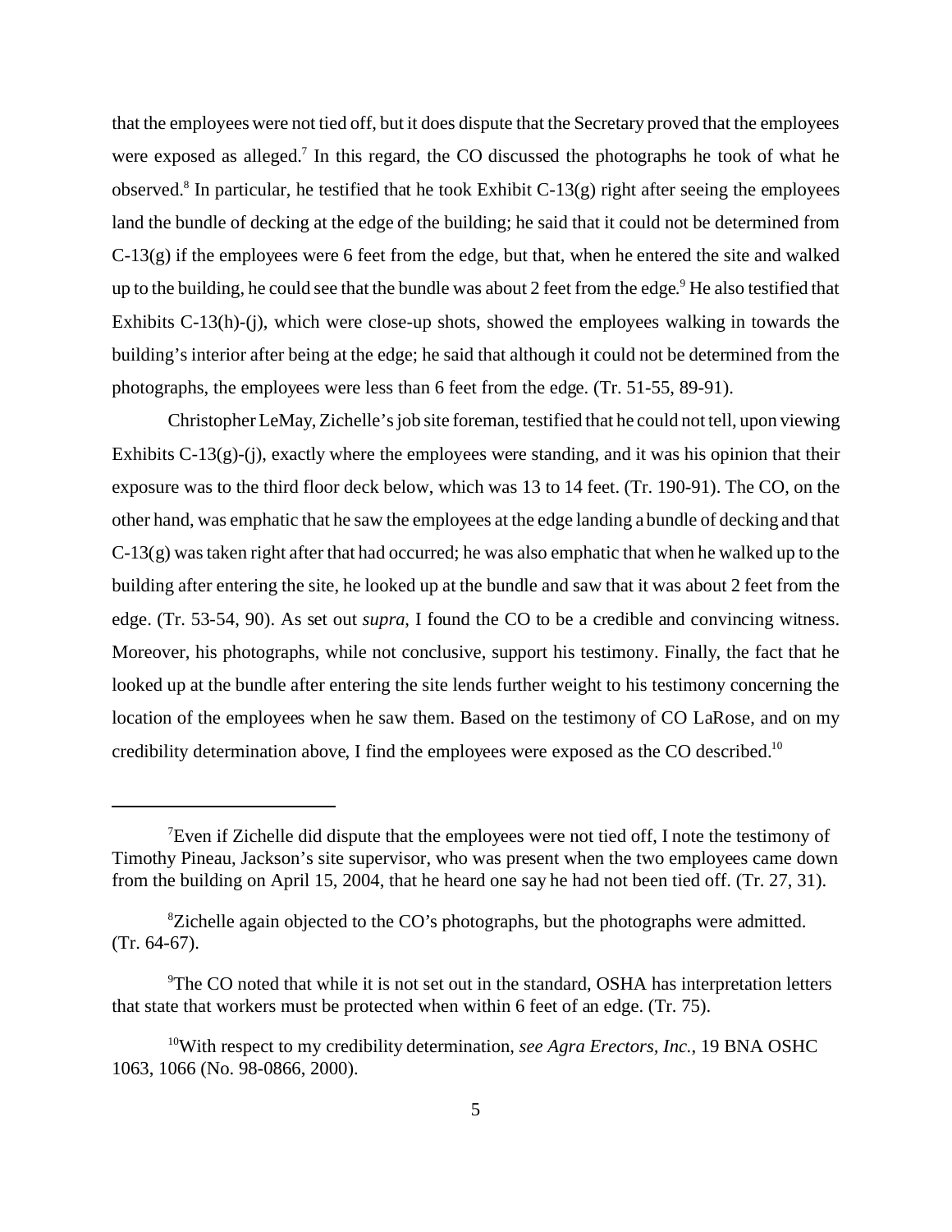that the employees were not tied off, but it does dispute that the Secretary proved that the employees were exposed as alleged.[7] In this regard, the CO discussed the photographs he took of what he observed.[8] In particular, he testified that he took Exhibit C-13(g) right after seeing the employees land the bundle of decking at the edge of the building; he said that it could not be determined from C-13(g) if the employees were 6 feet from the edge, but that, when he entered the site and walked up to the building, he could see that the bundle was about 2 feet from the edge.[9] He also testified that Exhibits C-13(h)-(j), which were close-up shots, showed the employees walking in towards the building's interior after being at the edge; he said that although it could not be determined from the photographs, the employees were less than 6 feet from the edge. (Tr. 51-55, 89-91).

Christopher LeMay, Zichelle's job site foreman, testified that he could not tell, upon viewing Exhibits C-13(g)-(j), exactly where the employees were standing, and it was his opinion that their exposure was to the third floor deck below, which was 13 to 14 feet. (Tr. 190-91). The CO, on the other hand, was emphatic that he saw the employees at the edge landing a bundle of decking and that C-13(g) was taken right after that had occurred; he was also emphatic that when he walked up to the building after entering the site, he looked up at the bundle and saw that it was about 2 feet from the edge. (Tr. 53-54, 90). As set out *supra*, I found the CO to be a credible and convincing witness. Moreover, his photographs, while not conclusive, support his testimony. Finally, the fact that he looked up at the bundle after entering the site lends further weight to his testimony concerning the location of the employees when he saw them. Based on the testimony of CO LaRose, and on my credibility determination above, I find the employees were exposed as the CO described.[10]

---

[7]Even if Zichelle did dispute that the employees were not tied off, I note the testimony of Timothy Pineau, Jackson's site supervisor, who was present when the two employees came down from the building on April 15, 2004, that he heard one say he had not been tied off. (Tr. 27, 31).

[8]Zichelle again objected to the CO's photographs, but the photographs were admitted. (Tr. 64-67).

[9]The CO noted that while it is not set out in the standard, OSHA has interpretation letters that state that workers must be protected when within 6 feet of an edge. (Tr. 75).

[10]With respect to my credibility determination, *see Agra Erectors, Inc.*, 19 BNA OSHC 1063, 1066 (No. 98-0866, 2000).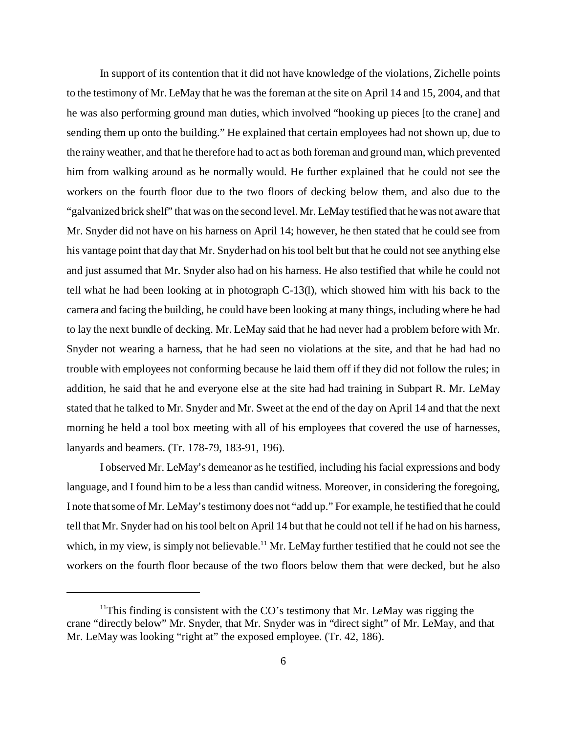In support of its contention that it did not have knowledge of the violations, Zichelle points to the testimony of Mr. LeMay that he was the foreman at the site on April 14 and 15, 2004, and that he was also performing ground man duties, which involved "hooking up pieces [to the crane] and sending them up onto the building." He explained that certain employees had not shown up, due to the rainy weather, and that he therefore had to act as both foreman and ground man, which prevented him from walking around as he normally would. He further explained that he could not see the workers on the fourth floor due to the two floors of decking below them, and also due to the "galvanized brick shelf" that was on the second level. Mr. LeMay testified that he was not aware that Mr. Snyder did not have on his harness on April 14; however, he then stated that he could see from his vantage point that day that Mr. Snyder had on his tool belt but that he could not see anything else and just assumed that Mr. Snyder also had on his harness. He also testified that while he could not tell what he had been looking at in photograph C-13(l), which showed him with his back to the camera and facing the building, he could have been looking at many things, including where he had to lay the next bundle of decking. Mr. LeMay said that he had never had a problem before with Mr. Snyder not wearing a harness, that he had seen no violations at the site, and that he had had no trouble with employees not conforming because he laid them off if they did not follow the rules; in addition, he said that he and everyone else at the site had had training in Subpart R. Mr. LeMay stated that he talked to Mr. Snyder and Mr. Sweet at the end of the day on April 14 and that the next morning he held a tool box meeting with all of his employees that covered the use of harnesses, lanyards and beamers. (Tr. 178-79, 183-91, 196).

I observed Mr. LeMay's demeanor as he testified, including his facial expressions and body language, and I found him to be a less than candid witness. Moreover, in considering the foregoing, I note that some of Mr. LeMay's testimony does not "add up." For example, he testified that he could tell that Mr. Snyder had on his tool belt on April 14 but that he could not tell if he had on his harness, which, in my view, is simply not believable.[11] Mr. LeMay further testified that he could not see the workers on the fourth floor because of the two floors below them that were decked, but he also

[11] This finding is consistent with the CO's testimony that Mr. LeMay was rigging the crane "directly below" Mr. Snyder, that Mr. Snyder was in "direct sight" of Mr. LeMay, and that Mr. LeMay was looking "right at" the exposed employee. (Tr. 42, 186).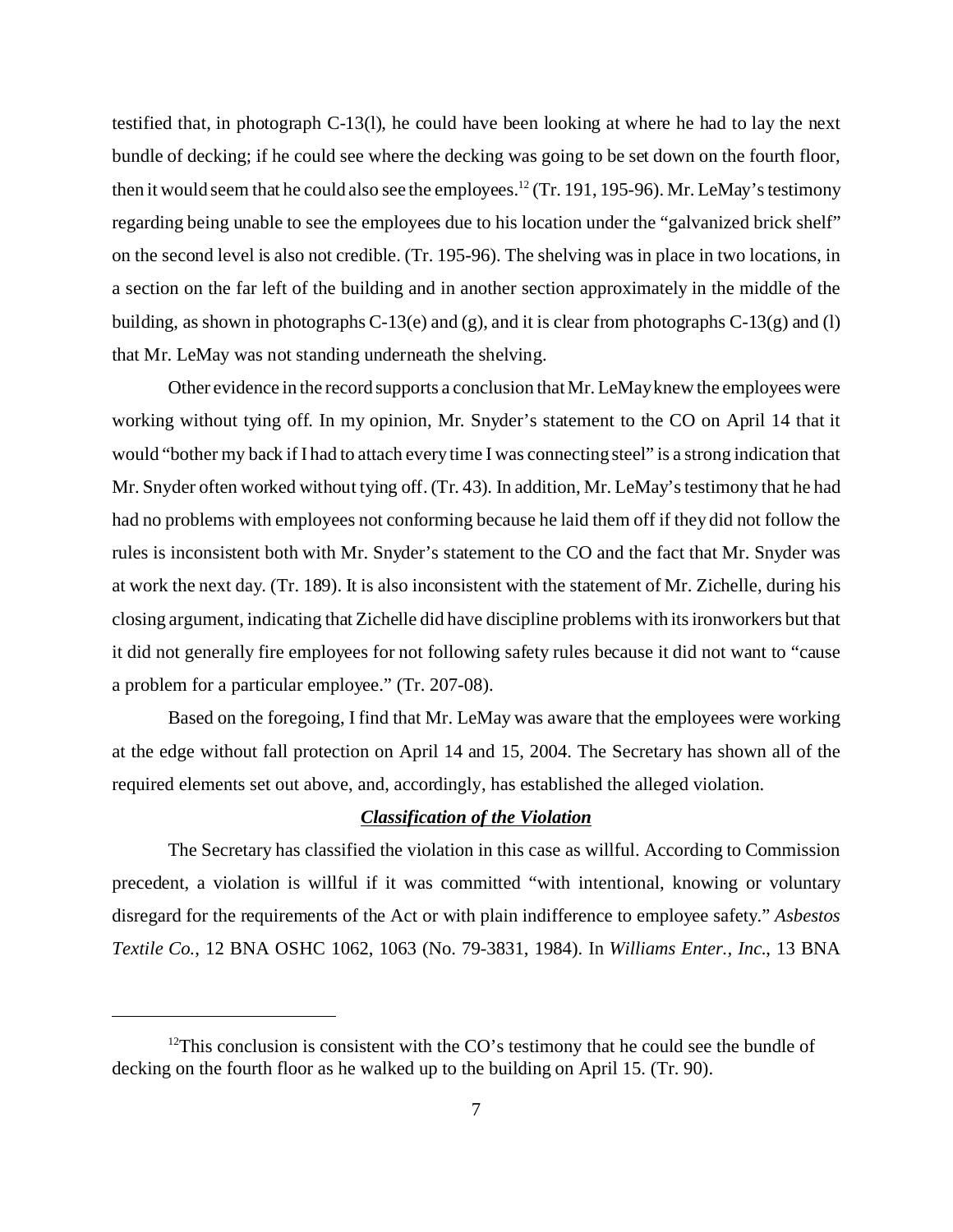testified that, in photograph C-13(l), he could have been looking at where he had to lay the next bundle of decking; if he could see where the decking was going to be set down on the fourth floor, then it would seem that he could also see the employees.[12] (Tr. 191, 195-96). Mr. LeMay's testimony regarding being unable to see the employees due to his location under the "galvanized brick shelf" on the second level is also not credible. (Tr. 195-96). The shelving was in place in two locations, in a section on the far left of the building and in another section approximately in the middle of the building, as shown in photographs C-13(e) and (g), and it is clear from photographs C-13(g) and (l) that Mr. LeMay was not standing underneath the shelving.

Other evidence in the record supports a conclusion that Mr. LeMay knew the employees were working without tying off. In my opinion, Mr. Snyder's statement to the CO on April 14 that it would "bother my back if I had to attach every time I was connecting steel" is a strong indication that Mr. Snyder often worked without tying off. (Tr. 43). In addition, Mr. LeMay's testimony that he had had no problems with employees not conforming because he laid them off if they did not follow the rules is inconsistent both with Mr. Snyder's statement to the CO and the fact that Mr. Snyder was at work the next day. (Tr. 189). It is also inconsistent with the statement of Mr. Zichelle, during his closing argument, indicating that Zichelle did have discipline problems with its ironworkers but that it did not generally fire employees for not following safety rules because it did not want to "cause a problem for a particular employee." (Tr. 207-08).

Based on the foregoing, I find that Mr. LeMay was aware that the employees were working at the edge without fall protection on April 14 and 15, 2004. The Secretary has shown all of the required elements set out above, and, accordingly, has established the alleged violation.

***Classification of the Violation***

The Secretary has classified the violation in this case as willful. According to Commission precedent, a violation is willful if it was committed "with intentional, knowing or voluntary disregard for the requirements of the Act or with plain indifference to employee safety." *Asbestos Textile Co.*, 12 BNA OSHC 1062, 1063 (No. 79-3831, 1984). In *Williams Enter., Inc.*, 13 BNA

[12] This conclusion is consistent with the CO's testimony that he could see the bundle of decking on the fourth floor as he walked up to the building on April 15. (Tr. 90).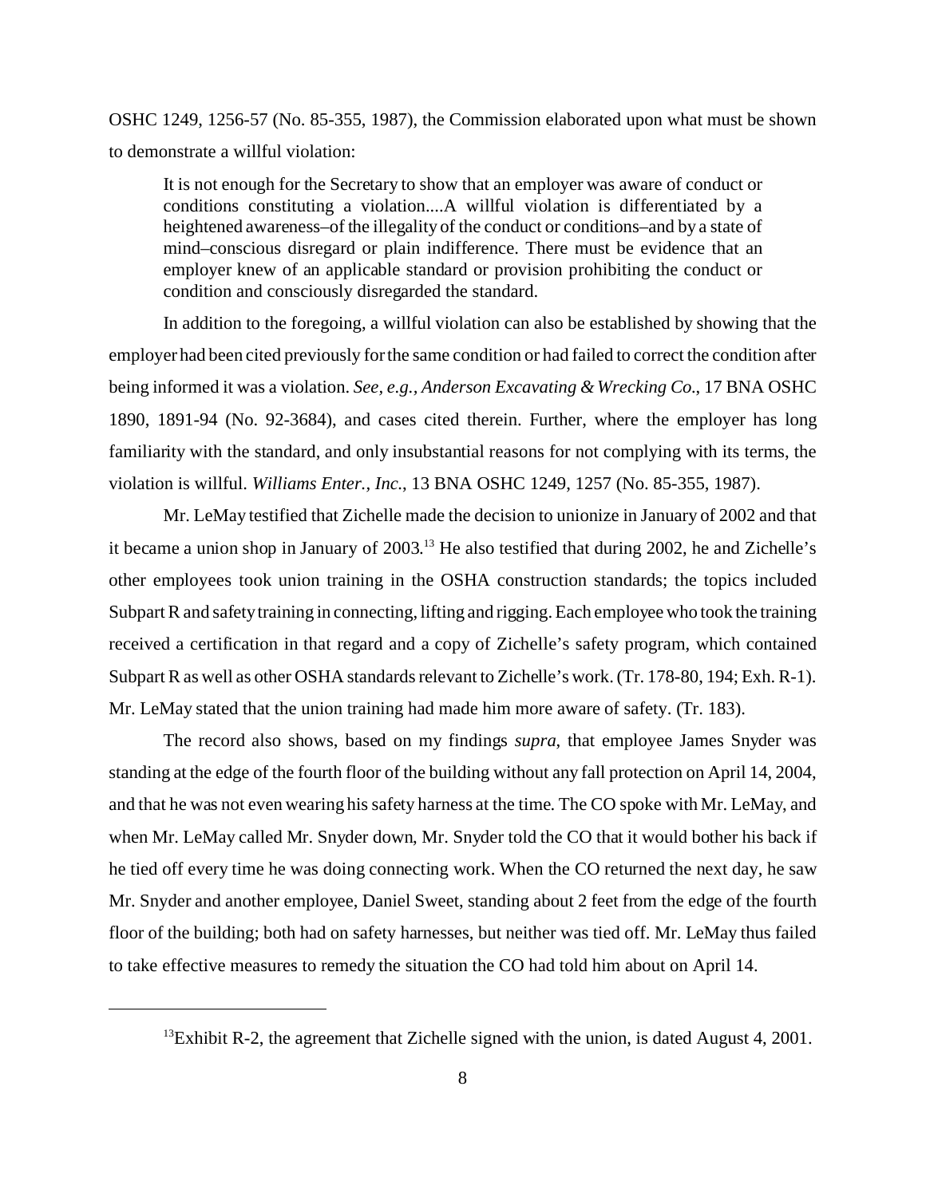OSHC 1249, 1256-57 (No. 85-355, 1987), the Commission elaborated upon what must be shown to demonstrate a willful violation:

> It is not enough for the Secretary to show that an employer was aware of conduct or conditions constituting a violation....A willful violation is differentiated by a heightened awareness–of the illegality of the conduct or conditions–and by a state of mind–conscious disregard or plain indifference. There must be evidence that an employer knew of an applicable standard or provision prohibiting the conduct or condition and consciously disregarded the standard.

In addition to the foregoing, a willful violation can also be established by showing that the employer had been cited previously for the same condition or had failed to correct the condition after being informed it was a violation. *See, e.g., Anderson Excavating & Wrecking Co.*, 17 BNA OSHC 1890, 1891-94 (No. 92-3684), and cases cited therein. Further, where the employer has long familiarity with the standard, and only insubstantial reasons for not complying with its terms, the violation is willful. *Williams Enter., Inc.*, 13 BNA OSHC 1249, 1257 (No. 85-355, 1987).

Mr. LeMay testified that Zichelle made the decision to unionize in January of 2002 and that it became a union shop in January of 2003.[13] He also testified that during 2002, he and Zichelle's other employees took union training in the OSHA construction standards; the topics included Subpart R and safety training in connecting, lifting and rigging. Each employee who took the training received a certification in that regard and a copy of Zichelle's safety program, which contained Subpart R as well as other OSHA standards relevant to Zichelle's work. (Tr. 178-80, 194; Exh. R-1). Mr. LeMay stated that the union training had made him more aware of safety. (Tr. 183).

The record also shows, based on my findings *supra*, that employee James Snyder was standing at the edge of the fourth floor of the building without any fall protection on April 14, 2004, and that he was not even wearing his safety harness at the time. The CO spoke with Mr. LeMay, and when Mr. LeMay called Mr. Snyder down, Mr. Snyder told the CO that it would bother his back if he tied off every time he was doing connecting work. When the CO returned the next day, he saw Mr. Snyder and another employee, Daniel Sweet, standing about 2 feet from the edge of the fourth floor of the building; both had on safety harnesses, but neither was tied off. Mr. LeMay thus failed to take effective measures to remedy the situation the CO had told him about on April 14.

---

[13] Exhibit R-2, the agreement that Zichelle signed with the union, is dated August 4, 2001.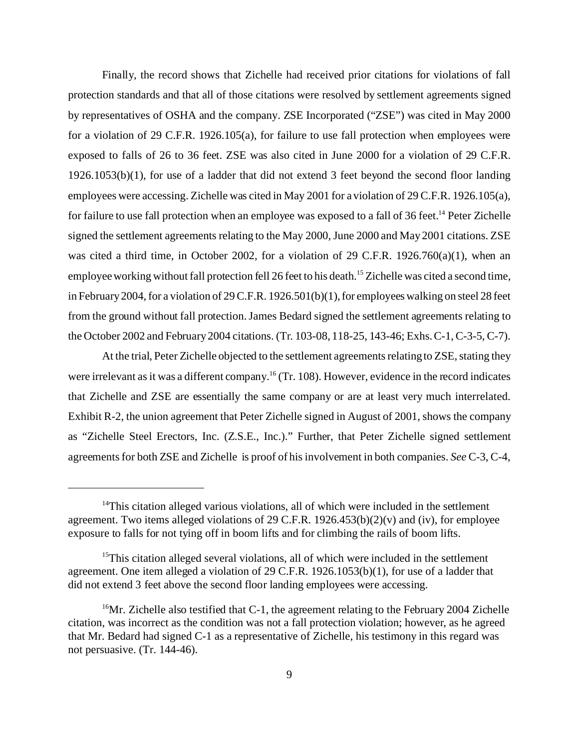Finally, the record shows that Zichelle had received prior citations for violations of fall protection standards and that all of those citations were resolved by settlement agreements signed by representatives of OSHA and the company. ZSE Incorporated ("ZSE") was cited in May 2000 for a violation of 29 C.F.R. 1926.105(a), for failure to use fall protection when employees were exposed to falls of 26 to 36 feet. ZSE was also cited in June 2000 for a violation of 29 C.F.R. 1926.1053(b)(1), for use of a ladder that did not extend 3 feet beyond the second floor landing employees were accessing. Zichelle was cited in May 2001 for a violation of 29 C.F.R. 1926.105(a), for failure to use fall protection when an employee was exposed to a fall of 36 feet.[14] Peter Zichelle signed the settlement agreements relating to the May 2000, June 2000 and May 2001 citations. ZSE was cited a third time, in October 2002, for a violation of 29 C.F.R. 1926.760(a)(1), when an employee working without fall protection fell 26 feet to his death.[15] Zichelle was cited a second time, in February 2004, for a violation of 29 C.F.R. 1926.501(b)(1), for employees walking on steel 28 feet from the ground without fall protection. James Bedard signed the settlement agreements relating to the October 2002 and February 2004 citations. (Tr. 103-08, 118-25, 143-46; Exhs. C-1, C-3-5, C-7).

At the trial, Peter Zichelle objected to the settlement agreements relating to ZSE, stating they were irrelevant as it was a different company.[16] (Tr. 108). However, evidence in the record indicates that Zichelle and ZSE are essentially the same company or are at least very much interrelated. Exhibit R-2, the union agreement that Peter Zichelle signed in August of 2001, shows the company as "Zichelle Steel Erectors, Inc. (Z.S.E., Inc.)." Further, that Peter Zichelle signed settlement agreements for both ZSE and Zichelle is proof of his involvement in both companies. *See* C-3, C-4,

---

[14] This citation alleged various violations, all of which were included in the settlement agreement. Two items alleged violations of 29 C.F.R. 1926.453(b)(2)(v) and (iv), for employee exposure to falls for not tying off in boom lifts and for climbing the rails of boom lifts.

[15] This citation alleged several violations, all of which were included in the settlement agreement. One item alleged a violation of 29 C.F.R. 1926.1053(b)(1), for use of a ladder that did not extend 3 feet above the second floor landing employees were accessing.

[16] Mr. Zichelle also testified that C-1, the agreement relating to the February 2004 Zichelle citation, was incorrect as the condition was not a fall protection violation; however, as he agreed that Mr. Bedard had signed C-1 as a representative of Zichelle, his testimony in this regard was not persuasive. (Tr. 144-46).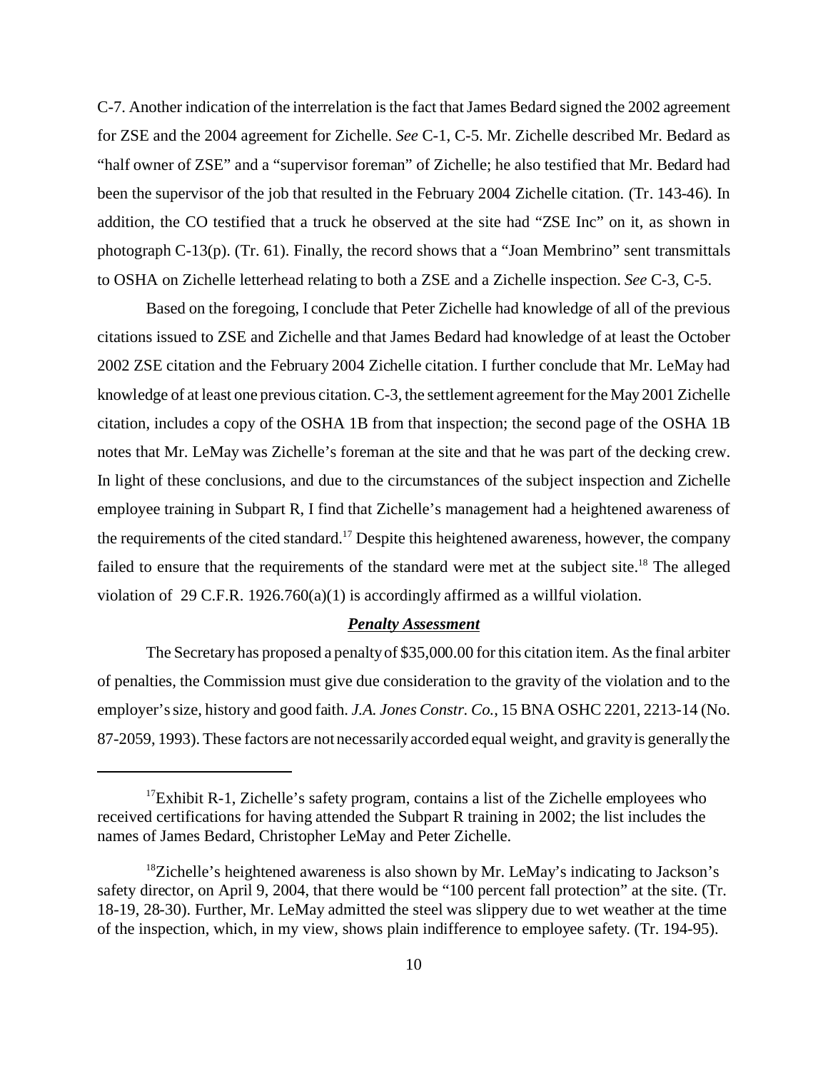C-7. Another indication of the interrelation is the fact that James Bedard signed the 2002 agreement for ZSE and the 2004 agreement for Zichelle. *See* C-1, C-5. Mr. Zichelle described Mr. Bedard as "half owner of ZSE" and a "supervisor foreman" of Zichelle; he also testified that Mr. Bedard had been the supervisor of the job that resulted in the February 2004 Zichelle citation. (Tr. 143-46). In addition, the CO testified that a truck he observed at the site had "ZSE Inc" on it, as shown in photograph C-13(p). (Tr. 61). Finally, the record shows that a "Joan Membrino" sent transmittals to OSHA on Zichelle letterhead relating to both a ZSE and a Zichelle inspection. *See* C-3, C-5.

Based on the foregoing, I conclude that Peter Zichelle had knowledge of all of the previous citations issued to ZSE and Zichelle and that James Bedard had knowledge of at least the October 2002 ZSE citation and the February 2004 Zichelle citation. I further conclude that Mr. LeMay had knowledge of at least one previous citation. C-3, the settlement agreement for the May 2001 Zichelle citation, includes a copy of the OSHA 1B from that inspection; the second page of the OSHA 1B notes that Mr. LeMay was Zichelle's foreman at the site and that he was part of the decking crew. In light of these conclusions, and due to the circumstances of the subject inspection and Zichelle employee training in Subpart R, I find that Zichelle's management had a heightened awareness of the requirements of the cited standard.[17] Despite this heightened awareness, however, the company failed to ensure that the requirements of the standard were met at the subject site.[18] The alleged violation of 29 C.F.R. 1926.760(a)(1) is accordingly affirmed as a willful violation.

***Penalty Assessment***

The Secretary has proposed a penalty of $35,000.00 for this citation item. As the final arbiter of penalties, the Commission must give due consideration to the gravity of the violation and to the employer's size, history and good faith. *J.A. Jones Constr. Co.*, 15 BNA OSHC 2201, 2213-14 (No. 87-2059, 1993). These factors are not necessarily accorded equal weight, and gravity is generally the

---

[17]Exhibit R-1, Zichelle's safety program, contains a list of the Zichelle employees who received certifications for having attended the Subpart R training in 2002; the list includes the names of James Bedard, Christopher LeMay and Peter Zichelle.

[18]Zichelle's heightened awareness is also shown by Mr. LeMay's indicating to Jackson's safety director, on April 9, 2004, that there would be "100 percent fall protection" at the site. (Tr. 18-19, 28-30). Further, Mr. LeMay admitted the steel was slippery due to wet weather at the time of the inspection, which, in my view, shows plain indifference to employee safety. (Tr. 194-95).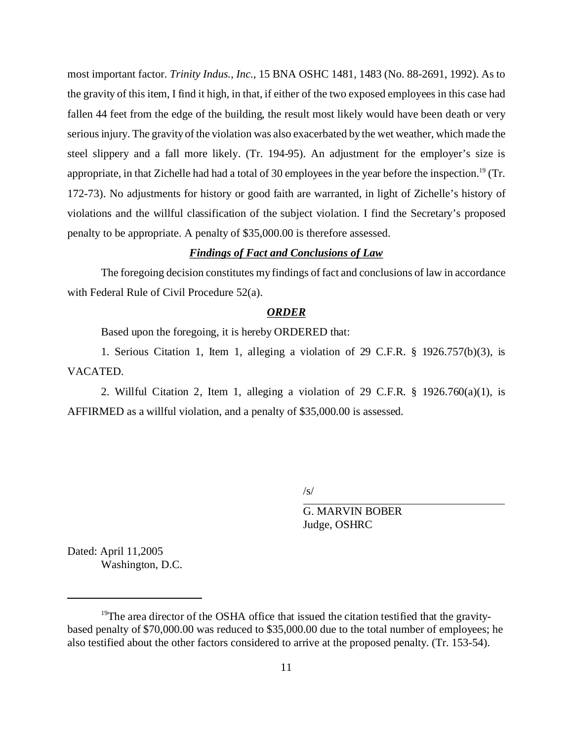most important factor. *Trinity Indus., Inc.*, 15 BNA OSHC 1481, 1483 (No. 88-2691, 1992). As to the gravity of this item, I find it high, in that, if either of the two exposed employees in this case had fallen 44 feet from the edge of the building, the result most likely would have been death or very serious injury. The gravity of the violation was also exacerbated by the wet weather, which made the steel slippery and a fall more likely. (Tr. 194-95). An adjustment for the employer's size is appropriate, in that Zichelle had had a total of 30 employees in the year before the inspection.[19] (Tr. 172-73). No adjustments for history or good faith are warranted, in light of Zichelle's history of violations and the willful classification of the subject violation. I find the Secretary's proposed penalty to be appropriate. A penalty of $35,000.00 is therefore assessed.

***Findings of Fact and Conclusions of Law***

The foregoing decision constitutes my findings of fact and conclusions of law in accordance with Federal Rule of Civil Procedure 52(a).

***ORDER***

Based upon the foregoing, it is hereby ORDERED that:

1. Serious Citation 1, Item 1, alleging a violation of 29 C.F.R. § 1926.757(b)(3), is VACATED.

2. Willful Citation 2, Item 1, alleging a violation of 29 C.F.R. § 1926.760(a)(1), is AFFIRMED as a willful violation, and a penalty of $35,000.00 is assessed.

/s/

G. MARVIN BOBER
Judge, OSHRC

Dated: April 11,2005
Washington, D.C.

[19] The area director of the OSHA office that issued the citation testified that the gravity-based penalty of $70,000.00 was reduced to $35,000.00 due to the total number of employees; he also testified about the other factors considered to arrive at the proposed penalty. (Tr. 153-54).